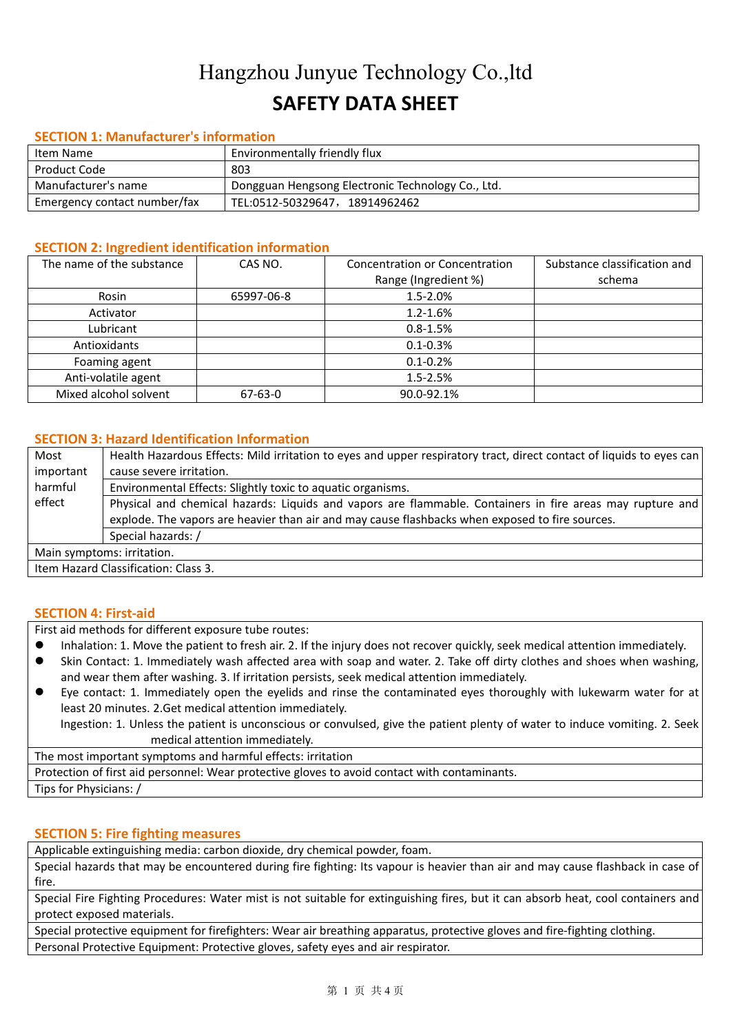# Hangzhou Junyue Technology Co.,ltd

# SAFETY DATA SHEET

## SECTION 1: Manufacturer's information

| Item Name | Environmentally friendly flux |
|---|---|
| Product Code | 803 |
| Manufacturer's name | Dongguan Hengsong Electronic Technology Co., Ltd. |
| Emergency contact number/fax | TEL:0512-50329647，18914962462 |

## SECTION 2: Ingredient identification information

| The name of the substance | CAS NO. | Concentration or Concentration Range (Ingredient %) | Substance classification and schema |
|---|---|---|---|
| Rosin | 65997-06-8 | 1.5-2.0% | |
| Activator | | 1.2-1.6% | |
| Lubricant | | 0.8-1.5% | |
| Antioxidants | | 0.1-0.3% | |
| Foaming agent | | 0.1-0.2% | |
| Anti-volatile agent | | 1.5-2.5% | |
| Mixed alcohol solvent | 67-63-0 | 90.0-92.1% | |

## SECTION 3: Hazard Identification Information

| Most important harmful effect | Health Hazardous Effects: Mild irritation to eyes and upper respiratory tract, direct contact of liquids to eyes can cause severe irritation. |
|---|---|
| | Environmental Effects: Slightly toxic to aquatic organisms. |
| | Physical and chemical hazards: Liquids and vapors are flammable. Containers in fire areas may rupture and explode. The vapors are heavier than air and may cause flashbacks when exposed to fire sources. |
| | Special hazards: / |
| Main symptoms: irritation. | |
| Item Hazard Classification: Class 3. | |

## SECTION 4: First-aid

First aid methods for different exposure tube routes:

- Inhalation: 1. Move the patient to fresh air. 2. If the injury does not recover quickly, seek medical attention immediately.
- Skin Contact: 1. Immediately wash affected area with soap and water. 2. Take off dirty clothes and shoes when washing, and wear them after washing. 3. If irritation persists, seek medical attention immediately.
- Eye contact: 1. Immediately open the eyelids and rinse the contaminated eyes thoroughly with lukewarm water for at least 20 minutes. 2.Get medical attention immediately.

  Ingestion: 1. Unless the patient is unconscious or convulsed, give the patient plenty of water to induce vomiting. 2. Seek medical attention immediately.

The most important symptoms and harmful effects: irritation

Protection of first aid personnel: Wear protective gloves to avoid contact with contaminants.

Tips for Physicians: /

## SECTION 5: Fire fighting measures

Applicable extinguishing media: carbon dioxide, dry chemical powder, foam.

Special hazards that may be encountered during fire fighting: Its vapour is heavier than air and may cause flashback in case of fire.

Special Fire Fighting Procedures: Water mist is not suitable for extinguishing fires, but it can absorb heat, cool containers and protect exposed materials.

Special protective equipment for firefighters: Wear air breathing apparatus, protective gloves and fire-fighting clothing.

Personal Protective Equipment: Protective gloves, safety eyes and air respirator.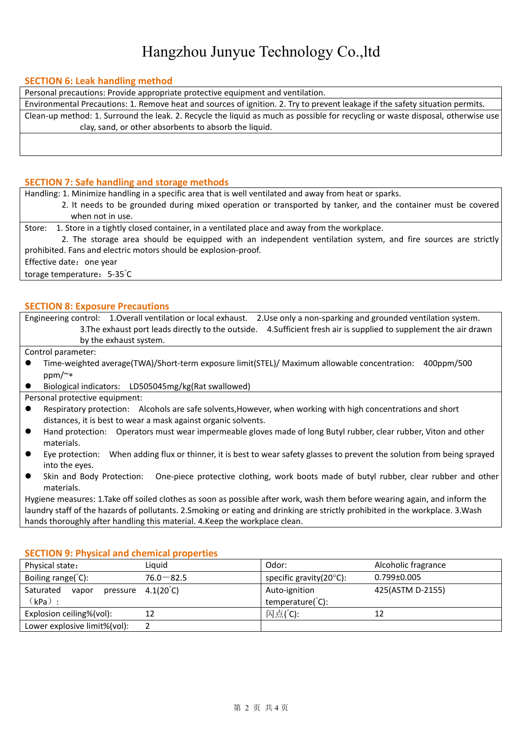## SECTION 6: Leak handling method

Personal precautions: Provide appropriate protective equipment and ventilation.

Environmental Precautions: 1. Remove heat and sources of ignition. 2. Try to prevent leakage if the safety situation permits.

Clean-up method: 1. Surround the leak. 2. Recycle the liquid as much as possible for recycling or waste disposal, otherwise use clay, sand, or other absorbents to absorb the liquid.

## SECTION 7: Safe handling and storage methods

Handling: 1. Minimize handling in a specific area that is well ventilated and away from heat or sparks.
2. It needs to be grounded during mixed operation or transported by tanker, and the container must be covered when not in use.

Store: 1. Store in a tightly closed container, in a ventilated place and away from the workplace.
2. The storage area should be equipped with an independent ventilation system, and fire sources are strictly prohibited. Fans and electric motors should be explosion-proof.

Effective date：one year

torage temperature：5-35℃

## SECTION 8: Exposure Precautions

Engineering control: 1.Overall ventilation or local exhaust. 2.Use only a non-sparking and grounded ventilation system. 3.The exhaust port leads directly to the outside. 4.Sufficient fresh air is supplied to supplement the air drawn by the exhaust system.

Control parameter:

- Time-weighted average(TWA)/Short-term exposure limit(STEL)/ Maximum allowable concentration: 400ppm/500 ppm/~*
- Biological indicators: LD505045mg/kg(Rat swallowed)

Personal protective equipment:

- Respiratory protection: Alcohols are safe solvents,However, when working with high concentrations and short distances, it is best to wear a mask against organic solvents.
- Hand protection: Operators must wear impermeable gloves made of long Butyl rubber, clear rubber, Viton and other materials.
- Eye protection: When adding flux or thinner, it is best to wear safety glasses to prevent the solution from being sprayed into the eyes.
- Skin and Body Protection: One-piece protective clothing, work boots made of butyl rubber, clear rubber and other materials.

Hygiene measures: 1.Take off soiled clothes as soon as possible after work, wash them before wearing again, and inform the laundry staff of the hazards of pollutants. 2.Smoking or eating and drinking are strictly prohibited in the workplace. 3.Wash hands thoroughly after handling this material. 4.Keep the workplace clean.

## SECTION 9: Physical and chemical properties

| Physical state： | Liquid | Odor: | Alcoholic fragrance |
|---|---|---|---|
| Boiling range(℃): | 76.0—82.5 | specific gravity(20°C): | 0.799±0.005 |
| Saturated vapor pressure（kPa）: | 4.1(20℃) | Auto-ignition temperature(℃): | 425(ASTM D-2155) |
| Explosion ceiling%(vol): | 12 | 闪点(℃): | 12 |
| Lower explosive limit%(vol): | 2 | | |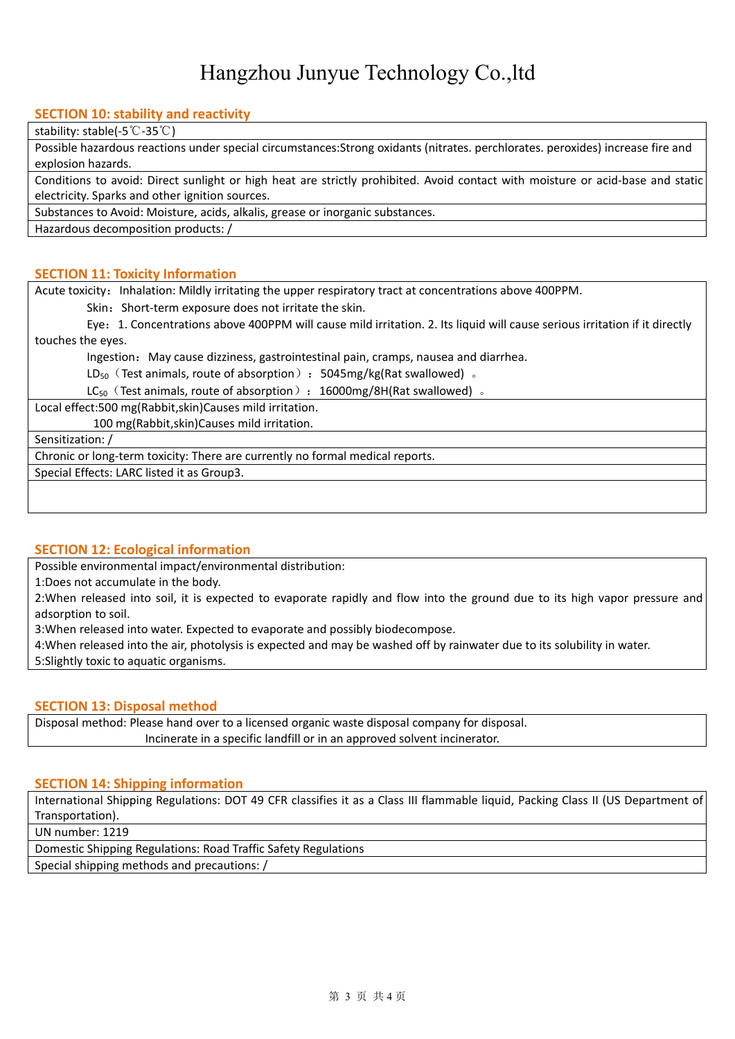Hangzhou Junyue Technology Co.,ltd

## SECTION 10: stability and reactivity

stability: stable(-5℃-35℃)

Possible hazardous reactions under special circumstances:Strong oxidants (nitrates. perchlorates. peroxides) increase fire and explosion hazards.

Conditions to avoid: Direct sunlight or high heat are strictly prohibited. Avoid contact with moisture or acid-base and static electricity. Sparks and other ignition sources.

Substances to Avoid: Moisture, acids, alkalis, grease or inorganic substances.

Hazardous decomposition products: /

## SECTION 11: Toxicity Information

Acute toxicity：Inhalation: Mildly irritating the upper respiratory tract at concentrations above 400PPM.

Skin：Short-term exposure does not irritate the skin.

Eye：1. Concentrations above 400PPM will cause mild irritation. 2. Its liquid will cause serious irritation if it directly touches the eyes.

Ingestion：May cause dizziness, gastrointestinal pain, cramps, nausea and diarrhea.

$LD_{50}$（Test animals, route of absorption）：5045mg/kg(Rat swallowed) 。

$LC_{50}$（Test animals, route of absorption）：16000mg/8H(Rat swallowed) 。

Local effect:500 mg(Rabbit,skin)Causes mild irritation.

100 mg(Rabbit,skin)Causes mild irritation.

Sensitization: /

Chronic or long-term toxicity: There are currently no formal medical reports.

Special Effects: LARC listed it as Group3.

## SECTION 12: Ecological information

Possible environmental impact/environmental distribution:

1:Does not accumulate in the body.

2:When released into soil, it is expected to evaporate rapidly and flow into the ground due to its high vapor pressure and adsorption to soil.

3:When released into water. Expected to evaporate and possibly biodecompose.

4:When released into the air, photolysis is expected and may be washed off by rainwater due to its solubility in water.

5:Slightly toxic to aquatic organisms.

## SECTION 13: Disposal method

Disposal method: Please hand over to a licensed organic waste disposal company for disposal.

Incinerate in a specific landfill or in an approved solvent incinerator.

## SECTION 14: Shipping information

International Shipping Regulations: DOT 49 CFR classifies it as a Class III flammable liquid, Packing Class II (US Department of Transportation).

UN number: 1219

Domestic Shipping Regulations: Road Traffic Safety Regulations

Special shipping methods and precautions: /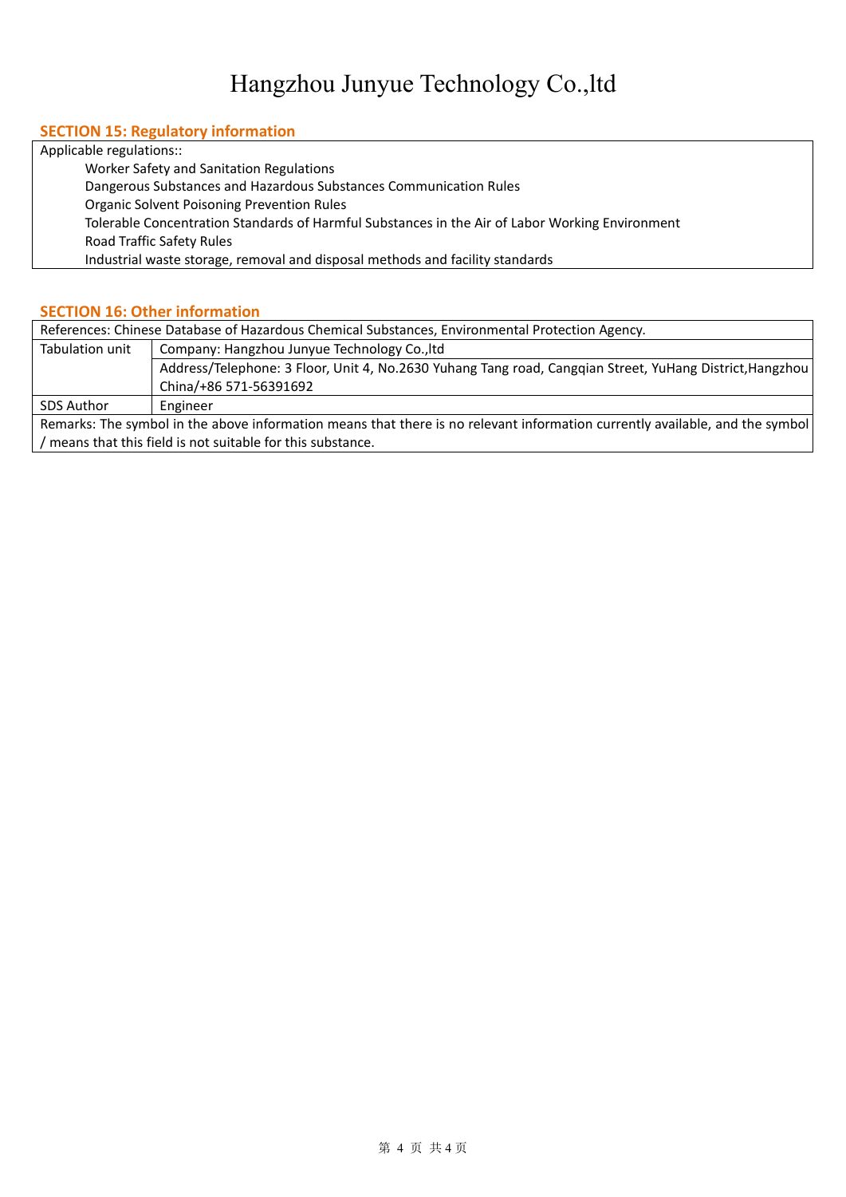## SECTION 15: Regulatory information

Applicable regulations::

- Worker Safety and Sanitation Regulations
- Dangerous Substances and Hazardous Substances Communication Rules
- Organic Solvent Poisoning Prevention Rules
- Tolerable Concentration Standards of Harmful Substances in the Air of Labor Working Environment
- Road Traffic Safety Rules
- Industrial waste storage, removal and disposal methods and facility standards

## SECTION 16: Other information

| | |
|---|---|
| References: Chinese Database of Hazardous Chemical Substances, Environmental Protection Agency. | |
| Tabulation unit | Company: Hangzhou Junyue Technology Co.,ltd |
| | Address/Telephone: 3 Floor, Unit 4, No.2630 Yuhang Tang road, Cangqian Street, YuHang District,Hangzhou China/+86 571-56391692 |
| SDS Author | Engineer |
| Remarks: The symbol in the above information means that there is no relevant information currently available, and the symbol / means that this field is not suitable for this substance. | |